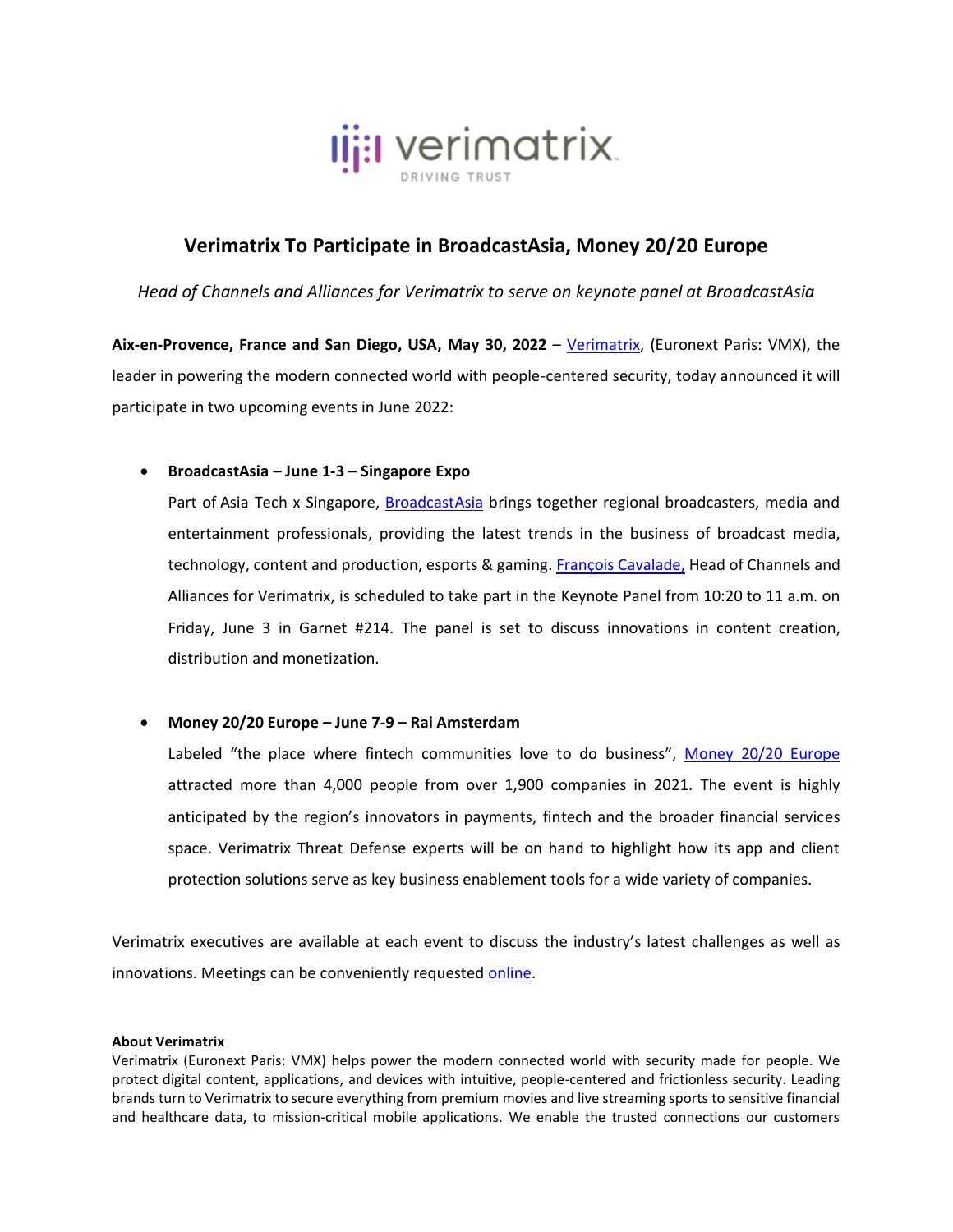# Verimatrix To Participate in BroadcastAsia, Money 20/20 Europe

*Head of Channels and Alliances for Verimatrix to serve on keynote panel at BroadcastAsia*

**Aix-en-Provence, France and San Diego, USA, May 30, 2022** – Verimatrix, (Euronext Paris: VMX), the leader in powering the modern connected world with people-centered security, today announced it will participate in two upcoming events in June 2022:

- **BroadcastAsia – June 1-3 – Singapore Expo**

  Part of Asia Tech x Singapore, BroadcastAsia brings together regional broadcasters, media and entertainment professionals, providing the latest trends in the business of broadcast media, technology, content and production, esports & gaming. François Cavalade, Head of Channels and Alliances for Verimatrix, is scheduled to take part in the Keynote Panel from 10:20 to 11 a.m. on Friday, June 3 in Garnet #214. The panel is set to discuss innovations in content creation, distribution and monetization.

- **Money 20/20 Europe – June 7-9 – Rai Amsterdam**

  Labeled "the place where fintech communities love to do business", Money 20/20 Europe attracted more than 4,000 people from over 1,900 companies in 2021. The event is highly anticipated by the region's innovators in payments, fintech and the broader financial services space. Verimatrix Threat Defense experts will be on hand to highlight how its app and client protection solutions serve as key business enablement tools for a wide variety of companies.

Verimatrix executives are available at each event to discuss the industry's latest challenges as well as innovations. Meetings can be conveniently requested online.

**About Verimatrix**

Verimatrix (Euronext Paris: VMX) helps power the modern connected world with security made for people. We protect digital content, applications, and devices with intuitive, people-centered and frictionless security. Leading brands turn to Verimatrix to secure everything from premium movies and live streaming sports to sensitive financial and healthcare data, to mission-critical mobile applications. We enable the trusted connections our customers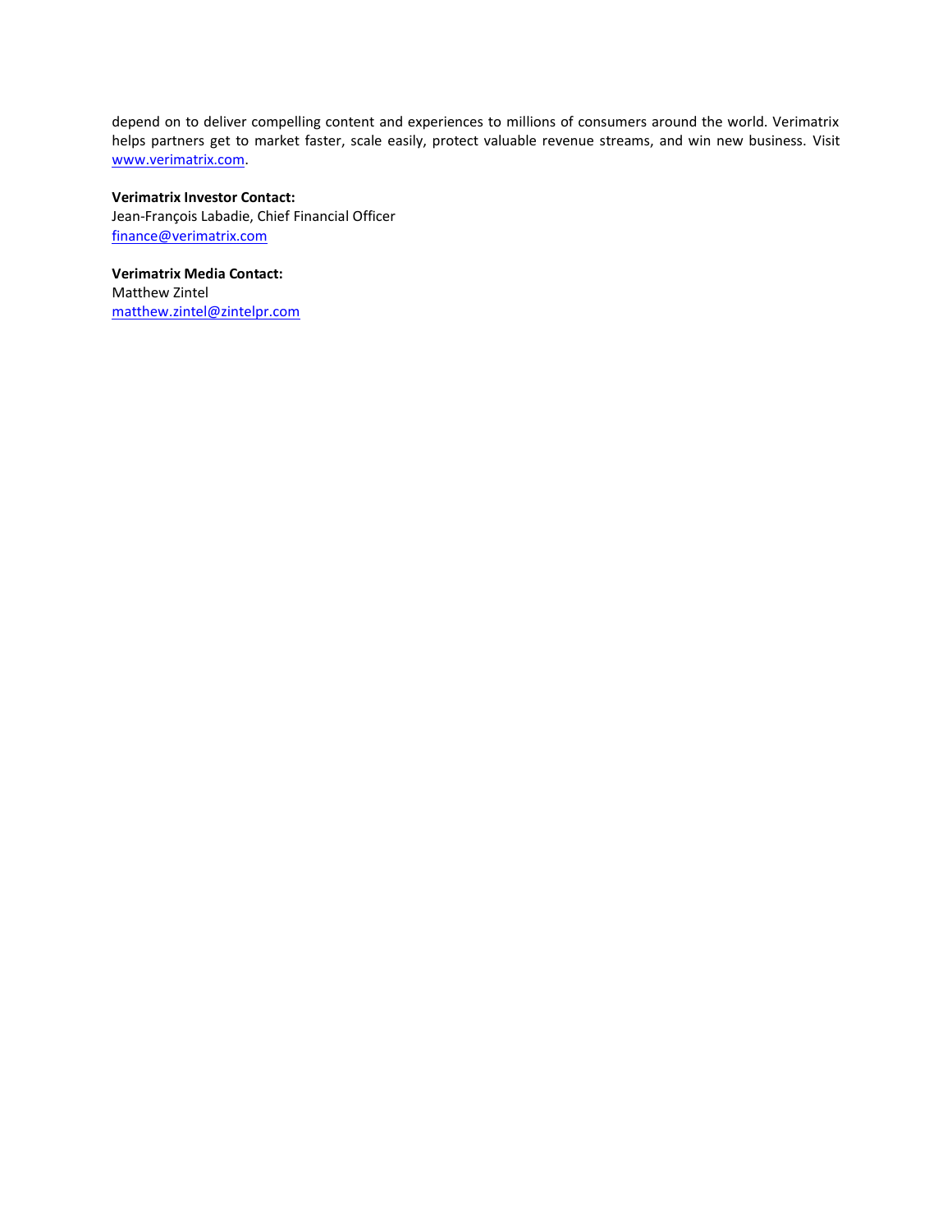depend on to deliver compelling content and experiences to millions of consumers around the world. Verimatrix helps partners get to market faster, scale easily, protect valuable revenue streams, and win new business. Visit www.verimatrix.com.

**Verimatrix Investor Contact:**
Jean-François Labadie, Chief Financial Officer
finance@verimatrix.com

**Verimatrix Media Contact:**
Matthew Zintel
matthew.zintel@zintelpr.com